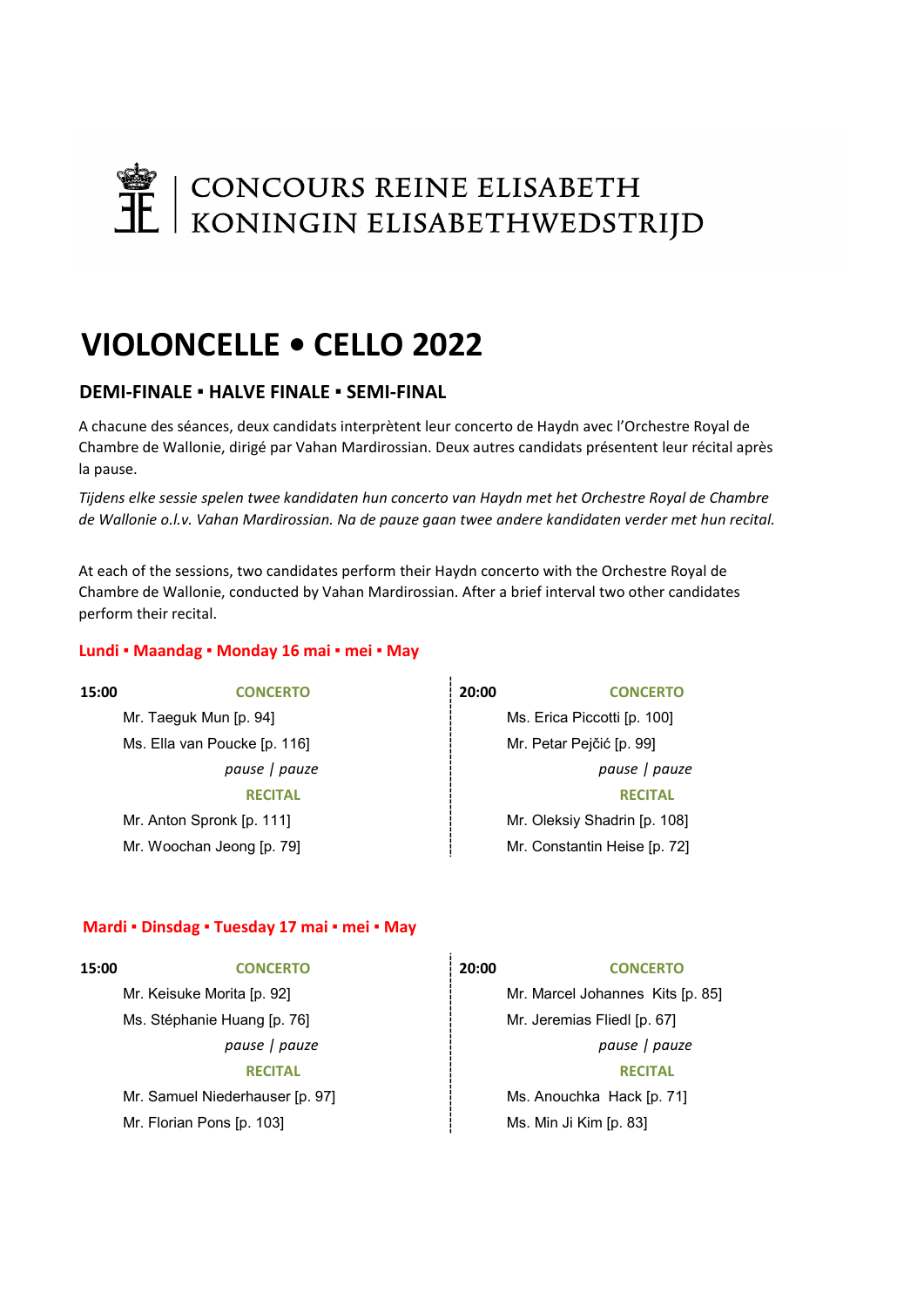CONCOURS REINE ELISABETH
KONINGIN ELISABETHWEDSTRIJD

# VIOLONCELLE • CELLO 2022

## DEMI-FINALE ▪ HALVE FINALE ▪ SEMI-FINAL

A chacune des séances, deux candidats interprètent leur concerto de Haydn avec l'Orchestre Royal de Chambre de Wallonie, dirigé par Vahan Mardirossian. Deux autres candidats présentent leur récital après la pause.

*Tijdens elke sessie spelen twee kandidaten hun concerto van Haydn met het Orchestre Royal de Chambre de Wallonie o.l.v. Vahan Mardirossian. Na de pauze gaan twee andere kandidaten verder met hun recital.*

At each of the sessions, two candidates perform their Haydn concerto with the Orchestre Royal de Chambre de Wallonie, conducted by Vahan Mardirossian. After a brief interval two other candidates perform their recital.

### Lundi ▪ Maandag ▪ Monday 16 mai ▪ mei ▪ May

**15:00**

**CONCERTO**

Mr. Taeguk Mun [p. 94]
Ms. Ella van Poucke [p. 116]

*pause | pauze*

**RECITAL**

Mr. Anton Spronk [p. 111]
Mr. Woochan Jeong [p. 79]

**20:00**

**CONCERTO**

Ms. Erica Piccotti [p. 100]
Mr. Petar Pejčić [p. 99]

*pause | pauze*

**RECITAL**

Mr. Oleksiy Shadrin [p. 108]
Mr. Constantin Heise [p. 72]

### Mardi ▪ Dinsdag ▪ Tuesday 17 mai ▪ mei ▪ May

**15:00**

**CONCERTO**

Mr. Keisuke Morita [p. 92]
Ms. Stéphanie Huang [p. 76]

*pause | pauze*

**RECITAL**

Mr. Samuel Niederhauser [p. 97]
Mr. Florian Pons [p. 103]

**20:00**

**CONCERTO**

Mr. Marcel Johannes Kits [p. 85]
Mr. Jeremias Fliedl [p. 67]

*pause | pauze*

**RECITAL**

Ms. Anouchka Hack [p. 71]
Ms. Min Ji Kim [p. 83]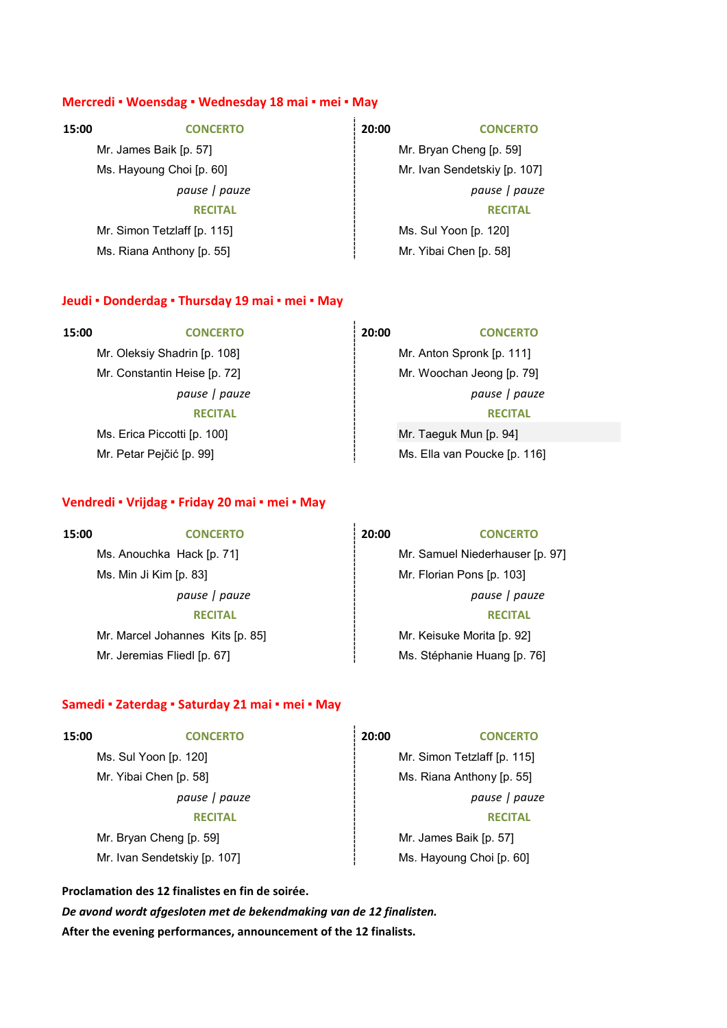## Mercredi ▪ Woensdag ▪ Wednesday 18 mai ▪ mei ▪ May

**15:00**

CONCERTO

Mr. James Baik [p. 57]

Ms. Hayoung Choi [p. 60]

*pause | pauze*

RECITAL

Mr. Simon Tetzlaff [p. 115]

Ms. Riana Anthony [p. 55]

**20:00**

CONCERTO

Mr. Bryan Cheng [p. 59]

Mr. Ivan Sendetskiy [p. 107]

*pause | pauze*

RECITAL

Ms. Sul Yoon [p. 120]

Mr. Yibai Chen [p. 58]

## Jeudi ▪ Donderdag ▪ Thursday 19 mai ▪ mei ▪ May

**15:00**

CONCERTO

Mr. Oleksiy Shadrin [p. 108]

Mr. Constantin Heise [p. 72]

*pause | pauze*

RECITAL

Ms. Erica Piccotti [p. 100]

Mr. Petar Pejčić [p. 99]

**20:00**

CONCERTO

Mr. Anton Spronk [p. 111]

Mr. Woochan Jeong [p. 79]

*pause | pauze*

RECITAL

Mr. Taeguk Mun [p. 94]

Ms. Ella van Poucke [p. 116]

## Vendredi ▪ Vrijdag ▪ Friday 20 mai ▪ mei ▪ May

**15:00**

CONCERTO

Ms. Anouchka Hack [p. 71]

Ms. Min Ji Kim [p. 83]

*pause | pauze*

RECITAL

Mr. Marcel Johannes Kits [p. 85]

Mr. Jeremias Fliedl [p. 67]

**20:00**

CONCERTO

Mr. Samuel Niederhauser [p. 97]

Mr. Florian Pons [p. 103]

*pause | pauze*

RECITAL

Mr. Keisuke Morita [p. 92]

Ms. Stéphanie Huang [p. 76]

## Samedi ▪ Zaterdag ▪ Saturday 21 mai ▪ mei ▪ May

**15:00**

CONCERTO

Ms. Sul Yoon [p. 120]

Mr. Yibai Chen [p. 58]

*pause | pauze*

RECITAL

Mr. Bryan Cheng [p. 59]

Mr. Ivan Sendetskiy [p. 107]

**20:00**

CONCERTO

Mr. Simon Tetzlaff [p. 115]

Ms. Riana Anthony [p. 55]

*pause | pauze*

RECITAL

Mr. James Baik [p. 57]

Ms. Hayoung Choi [p. 60]

**Proclamation des 12 finalistes en fin de soirée.**

***De avond wordt afgesloten met de bekendmaking van de 12 finalisten.***

**After the evening performances, announcement of the 12 finalists.**